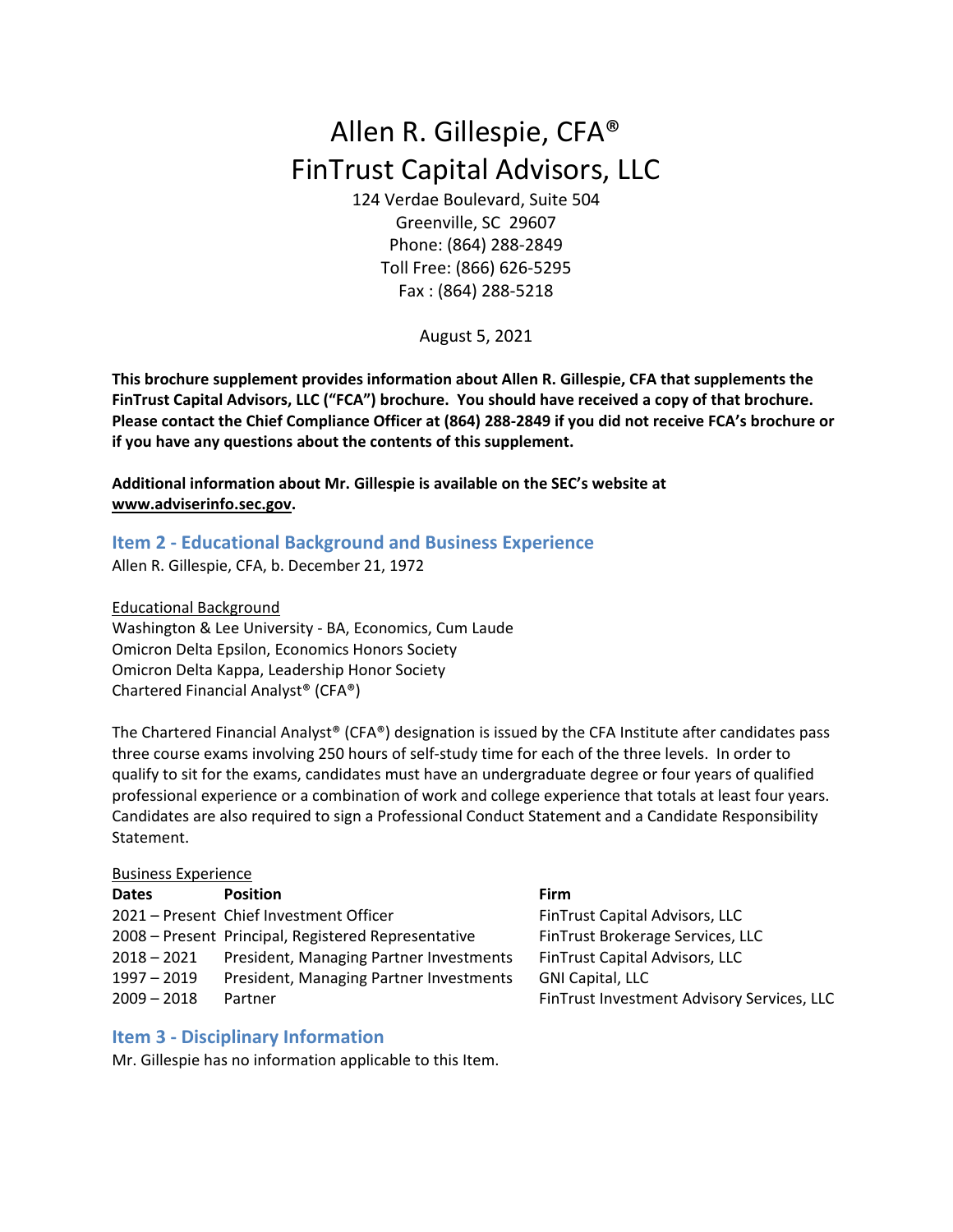# Allen R. Gillespie, CFA®
# FinTrust Capital Advisors, LLC

124 Verdae Boulevard, Suite 504
Greenville, SC 29607
Phone: (864) 288-2849
Toll Free: (866) 626-5295
Fax : (864) 288-5218

August 5, 2021

**This brochure supplement provides information about Allen R. Gillespie, CFA that supplements the FinTrust Capital Advisors, LLC ("FCA") brochure. You should have received a copy of that brochure. Please contact the Chief Compliance Officer at (864) 288-2849 if you did not receive FCA's brochure or if you have any questions about the contents of this supplement.**

**Additional information about Mr. Gillespie is available on the SEC's website at www.adviserinfo.sec.gov.**

## Item 2 - Educational Background and Business Experience

Allen R. Gillespie, CFA, b. December 21, 1972

Educational Background

Washington & Lee University - BA, Economics, Cum Laude
Omicron Delta Epsilon, Economics Honors Society
Omicron Delta Kappa, Leadership Honor Society
Chartered Financial Analyst® (CFA®)

The Chartered Financial Analyst® (CFA®) designation is issued by the CFA Institute after candidates pass three course exams involving 250 hours of self-study time for each of the three levels. In order to qualify to sit for the exams, candidates must have an undergraduate degree or four years of qualified professional experience or a combination of work and college experience that totals at least four years. Candidates are also required to sign a Professional Conduct Statement and a Candidate Responsibility Statement.

Business Experience

| Dates | Position | Firm |
|---|---|---|
| 2021 – Present | Chief Investment Officer | FinTrust Capital Advisors, LLC |
| 2008 – Present | Principal, Registered Representative | FinTrust Brokerage Services, LLC |
| 2018 – 2021 | President, Managing Partner Investments | FinTrust Capital Advisors, LLC |
| 1997 – 2019 | President, Managing Partner Investments | GNI Capital, LLC |
| 2009 – 2018 | Partner | FinTrust Investment Advisory Services, LLC |

## Item 3 - Disciplinary Information

Mr. Gillespie has no information applicable to this Item.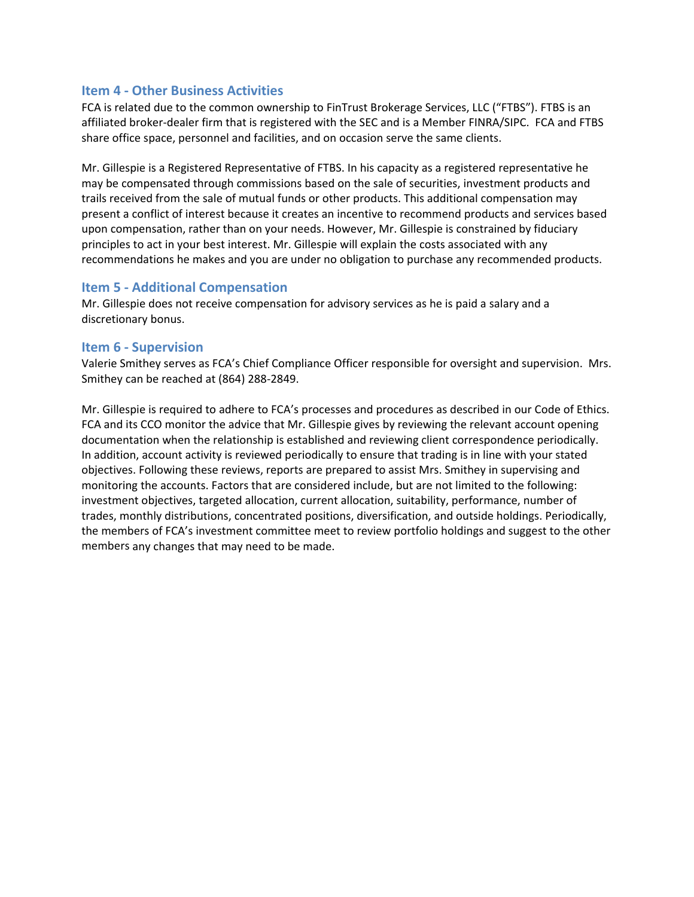## Item 4 - Other Business Activities

FCA is related due to the common ownership to FinTrust Brokerage Services, LLC ("FTBS"). FTBS is an affiliated broker-dealer firm that is registered with the SEC and is a Member FINRA/SIPC. FCA and FTBS share office space, personnel and facilities, and on occasion serve the same clients.

Mr. Gillespie is a Registered Representative of FTBS. In his capacity as a registered representative he may be compensated through commissions based on the sale of securities, investment products and trails received from the sale of mutual funds or other products. This additional compensation may present a conflict of interest because it creates an incentive to recommend products and services based upon compensation, rather than on your needs. However, Mr. Gillespie is constrained by fiduciary principles to act in your best interest. Mr. Gillespie will explain the costs associated with any recommendations he makes and you are under no obligation to purchase any recommended products.

## Item 5 - Additional Compensation

Mr. Gillespie does not receive compensation for advisory services as he is paid a salary and a discretionary bonus.

## Item 6 - Supervision

Valerie Smithey serves as FCA's Chief Compliance Officer responsible for oversight and supervision. Mrs. Smithey can be reached at (864) 288-2849.

Mr. Gillespie is required to adhere to FCA's processes and procedures as described in our Code of Ethics. FCA and its CCO monitor the advice that Mr. Gillespie gives by reviewing the relevant account opening documentation when the relationship is established and reviewing client correspondence periodically. In addition, account activity is reviewed periodically to ensure that trading is in line with your stated objectives. Following these reviews, reports are prepared to assist Mrs. Smithey in supervising and monitoring the accounts. Factors that are considered include, but are not limited to the following: investment objectives, targeted allocation, current allocation, suitability, performance, number of trades, monthly distributions, concentrated positions, diversification, and outside holdings. Periodically, the members of FCA's investment committee meet to review portfolio holdings and suggest to the other members any changes that may need to be made.